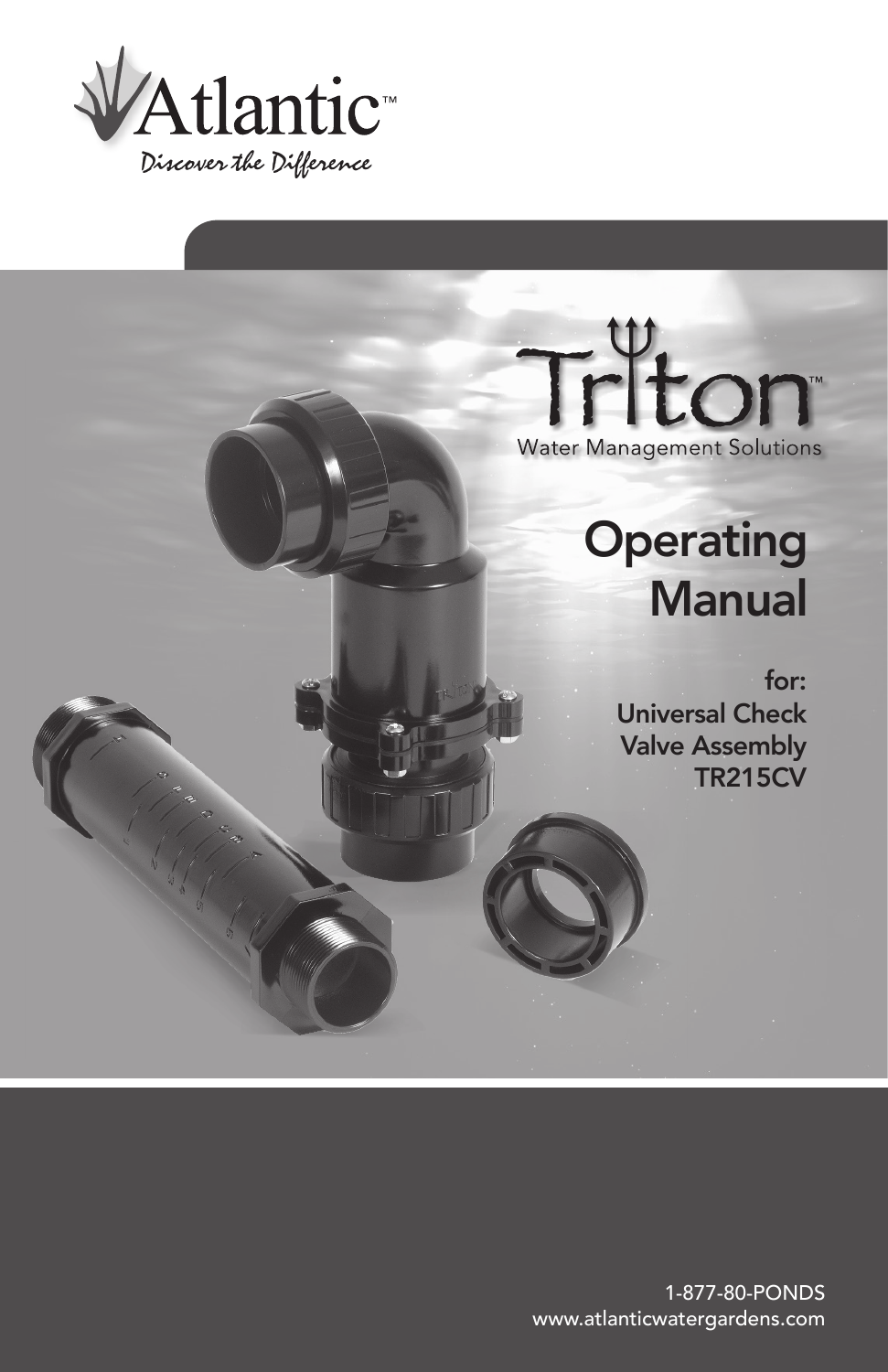Atlantic™

*Discover the Difference*

Triton™

Water Management Solutions

# Operating Manual

**for:**
**Universal Check Valve Assembly**
**TR215CV**

1-877-80-PONDS
www.atlanticwatergardens.com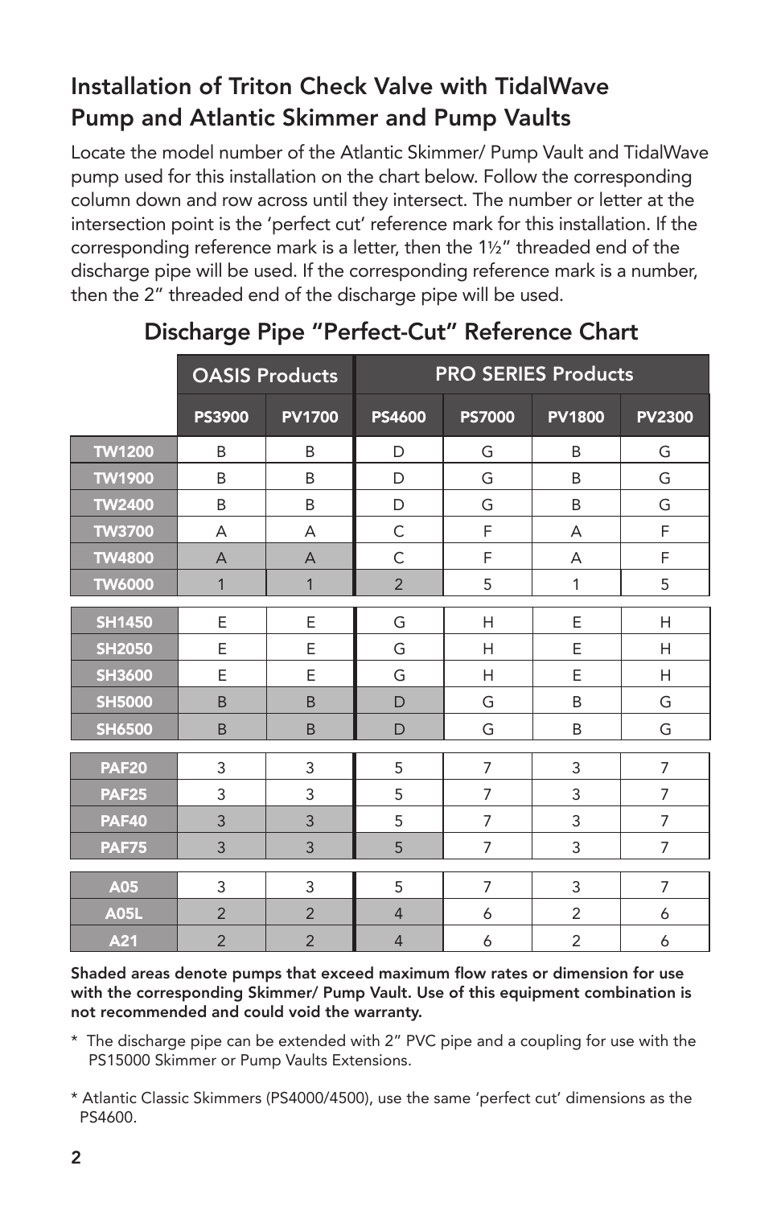## Installation of Triton Check Valve with TidalWave Pump and Atlantic Skimmer and Pump Vaults

Locate the model number of the Atlantic Skimmer/ Pump Vault and TidalWave pump used for this installation on the chart below. Follow the corresponding column down and row across until they intersect. The number or letter at the intersection point is the 'perfect cut' reference mark for this installation. If the corresponding reference mark is a letter, then the 1½" threaded end of the discharge pipe will be used. If the corresponding reference mark is a number, then the 2" threaded end of the discharge pipe will be used.

### Discharge Pipe "Perfect-Cut" Reference Chart

| | OASIS Products | | PRO SERIES Products | | | |
|---|---|---|---|---|---|---|
| | **PS3900** | **PV1700** | **PS4600** | **PS7000** | **PV1800** | **PV2300** |
| **TW1200** | B | B | D | G | B | G |
| **TW1900** | B | B | D | G | B | G |
| **TW2400** | B | B | D | G | B | G |
| **TW3700** | A | A | C | F | A | F |
| **TW4800** | A | A | C | F | A | F |
| **TW6000** | 1 | 1 | 2 | 5 | 1 | 5 |
| **SH1450** | E | E | G | H | E | H |
| **SH2050** | E | E | G | H | E | H |
| **SH3600** | E | E | G | H | E | H |
| **SH5000** | B | B | D | G | B | G |
| **SH6500** | B | B | D | G | B | G |
| **PAF20** | 3 | 3 | 5 | 7 | 3 | 7 |
| **PAF25** | 3 | 3 | 5 | 7 | 3 | 7 |
| **PAF40** | 3 | 3 | 5 | 7 | 3 | 7 |
| **PAF75** | 3 | 3 | 5 | 7 | 3 | 7 |
| **A05** | 3 | 3 | 5 | 7 | 3 | 7 |
| **A05L** | 2 | 2 | 4 | 6 | 2 | 6 |
| **A21** | 2 | 2 | 4 | 6 | 2 | 6 |

**Shaded areas denote pumps that exceed maximum flow rates or dimension for use with the corresponding Skimmer/ Pump Vault. Use of this equipment combination is not recommended and could void the warranty.**

* The discharge pipe can be extended with 2" PVC pipe and a coupling for use with the PS15000 Skimmer or Pump Vaults Extensions.

* Atlantic Classic Skimmers (PS4000/4500), use the same 'perfect cut' dimensions as the PS4600.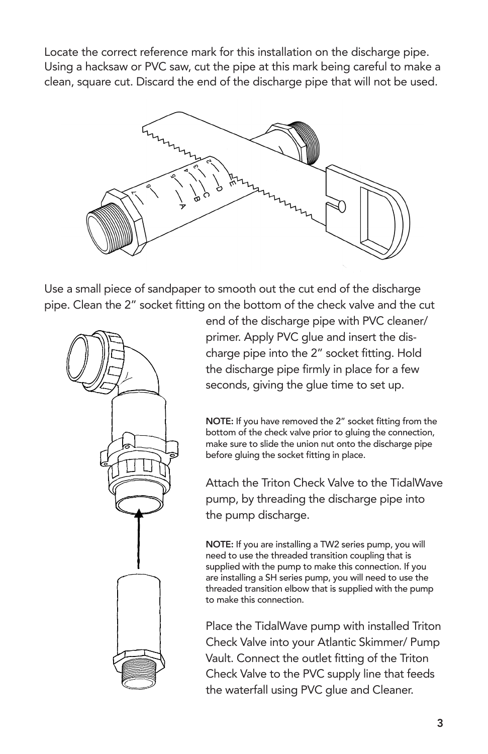Locate the correct reference mark for this installation on the discharge pipe. Using a hacksaw or PVC saw, cut the pipe at this mark being careful to make a clean, square cut. Discard the end of the discharge pipe that will not be used.

Use a small piece of sandpaper to smooth out the cut end of the discharge pipe. Clean the 2" socket fitting on the bottom of the check valve and the cut end of the discharge pipe with PVC cleaner/ primer. Apply PVC glue and insert the discharge pipe into the 2" socket fitting. Hold the discharge pipe firmly in place for a few seconds, giving the glue time to set up.

**NOTE:** If you have removed the 2" socket fitting from the bottom of the check valve prior to gluing the connection, make sure to slide the union nut onto the discharge pipe before gluing the socket fitting in place.

Attach the Triton Check Valve to the TidalWave pump, by threading the discharge pipe into the pump discharge.

**NOTE:** If you are installing a TW2 series pump, you will need to use the threaded transition coupling that is supplied with the pump to make this connection. If you are installing a SH series pump, you will need to use the threaded transition elbow that is supplied with the pump to make this connection.

Place the TidalWave pump with installed Triton Check Valve into your Atlantic Skimmer/ Pump Vault. Connect the outlet fitting of the Triton Check Valve to the PVC supply line that feeds the waterfall using PVC glue and Cleaner.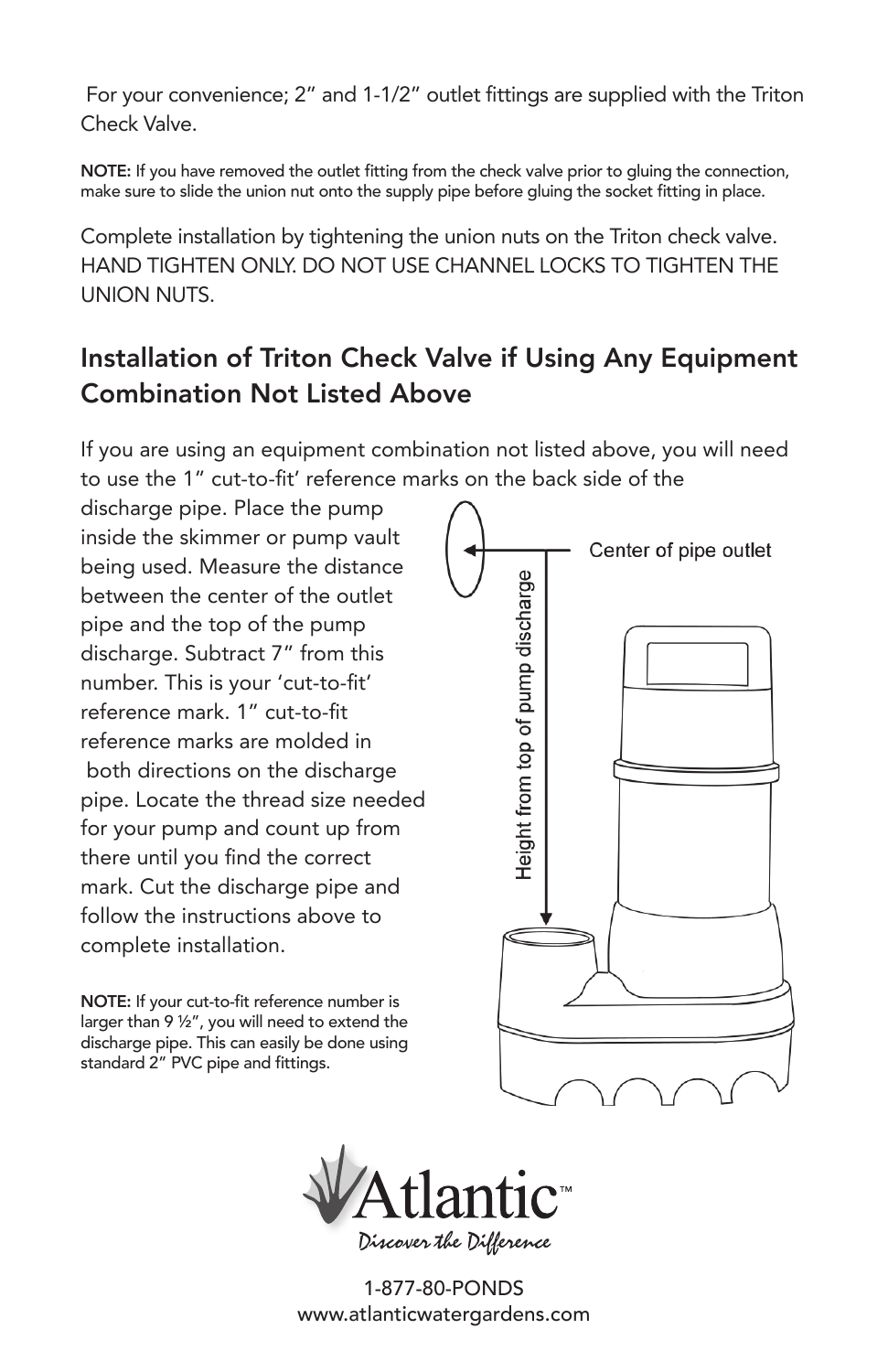For your convenience; 2" and 1-1/2" outlet fittings are supplied with the Triton Check Valve.

**NOTE:** If you have removed the outlet fitting from the check valve prior to gluing the connection, make sure to slide the union nut onto the supply pipe before gluing the socket fitting in place.

Complete installation by tightening the union nuts on the Triton check valve. HAND TIGHTEN ONLY. DO NOT USE CHANNEL LOCKS TO TIGHTEN THE UNION NUTS.

## Installation of Triton Check Valve if Using Any Equipment Combination Not Listed Above

If you are using an equipment combination not listed above, you will need to use the 1" cut-to-fit' reference marks on the back side of the discharge pipe. Place the pump inside the skimmer or pump vault being used. Measure the distance between the center of the outlet pipe and the top of the pump discharge. Subtract 7" from this number. This is your 'cut-to-fit' reference mark. 1" cut-to-fit reference marks are molded in both directions on the discharge pipe. Locate the thread size needed for your pump and count up from there until you find the correct mark. Cut the discharge pipe and follow the instructions above to complete installation.

Center of pipe outlet

Height from top of pump discharge

**NOTE:** If your cut-to-fit reference number is larger than 9 ½", you will need to extend the discharge pipe. This can easily be done using standard 2" PVC pipe and fittings.

Atlantic™

Discover the Difference

1-877-80-PONDS
www.atlanticwatergardens.com